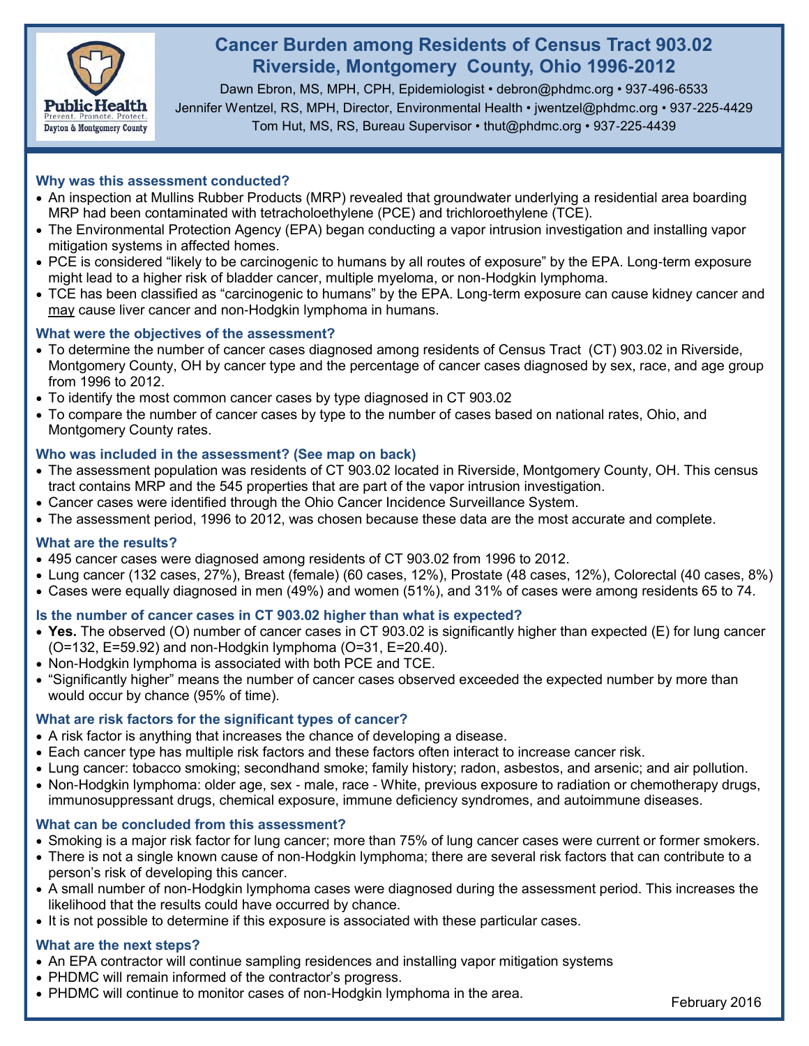# Cancer Burden among Residents of Census Tract 903.02 Riverside, Montgomery County, Ohio 1996-2012

Dawn Ebron, MS, MPH, CPH, Epidemiologist • debron@phdmc.org • 937-496-6533
Jennifer Wentzel, RS, MPH, Director, Environmental Health • jwentzel@phdmc.org • 937-225-4429
Tom Hut, MS, RS, Bureau Supervisor • thut@phdmc.org • 937-225-4439

Public Health
Prevent. Promote. Protect.
Dayton & Montgomery County

### Why was this assessment conducted?

- An inspection at Mullins Rubber Products (MRP) revealed that groundwater underlying a residential area boarding MRP had been contaminated with tetracholoethylene (PCE) and trichloroethylene (TCE).
- The Environmental Protection Agency (EPA) began conducting a vapor intrusion investigation and installing vapor mitigation systems in affected homes.
- PCE is considered "likely to be carcinogenic to humans by all routes of exposure" by the EPA. Long-term exposure might lead to a higher risk of bladder cancer, multiple myeloma, or non-Hodgkin lymphoma.
- TCE has been classified as "carcinogenic to humans" by the EPA. Long-term exposure can cause kidney cancer and may cause liver cancer and non-Hodgkin lymphoma in humans.

### What were the objectives of the assessment?

- To determine the number of cancer cases diagnosed among residents of Census Tract (CT) 903.02 in Riverside, Montgomery County, OH by cancer type and the percentage of cancer cases diagnosed by sex, race, and age group from 1996 to 2012.
- To identify the most common cancer cases by type diagnosed in CT 903.02
- To compare the number of cancer cases by type to the number of cases based on national rates, Ohio, and Montgomery County rates.

### Who was included in the assessment? (See map on back)

- The assessment population was residents of CT 903.02 located in Riverside, Montgomery County, OH. This census tract contains MRP and the 545 properties that are part of the vapor intrusion investigation.
- Cancer cases were identified through the Ohio Cancer Incidence Surveillance System.
- The assessment period, 1996 to 2012, was chosen because these data are the most accurate and complete.

### What are the results?

- 495 cancer cases were diagnosed among residents of CT 903.02 from 1996 to 2012.
- Lung cancer (132 cases, 27%), Breast (female) (60 cases, 12%), Prostate (48 cases, 12%), Colorectal (40 cases, 8%)
- Cases were equally diagnosed in men (49%) and women (51%), and 31% of cases were among residents 65 to 74.

### Is the number of cancer cases in CT 903.02 higher than what is expected?

- **Yes.** The observed (O) number of cancer cases in CT 903.02 is significantly higher than expected (E) for lung cancer (O=132, E=59.92) and non-Hodgkin lymphoma (O=31, E=20.40).
- Non-Hodgkin lymphoma is associated with both PCE and TCE.
- "Significantly higher" means the number of cancer cases observed exceeded the expected number by more than would occur by chance (95% of time).

### What are risk factors for the significant types of cancer?

- A risk factor is anything that increases the chance of developing a disease.
- Each cancer type has multiple risk factors and these factors often interact to increase cancer risk.
- Lung cancer: tobacco smoking; secondhand smoke; family history; radon, asbestos, and arsenic; and air pollution.
- Non-Hodgkin lymphoma: older age, sex - male, race - White, previous exposure to radiation or chemotherapy drugs, immunosuppressant drugs, chemical exposure, immune deficiency syndromes, and autoimmune diseases.

### What can be concluded from this assessment?

- Smoking is a major risk factor for lung cancer; more than 75% of lung cancer cases were current or former smokers.
- There is not a single known cause of non-Hodgkin lymphoma; there are several risk factors that can contribute to a person's risk of developing this cancer.
- A small number of non-Hodgkin lymphoma cases were diagnosed during the assessment period. This increases the likelihood that the results could have occurred by chance.
- It is not possible to determine if this exposure is associated with these particular cases.

### What are the next steps?

- An EPA contractor will continue sampling residences and installing vapor mitigation systems
- PHDMC will remain informed of the contractor's progress.
- PHDMC will continue to monitor cases of non-Hodgkin lymphoma in the area.

February 2016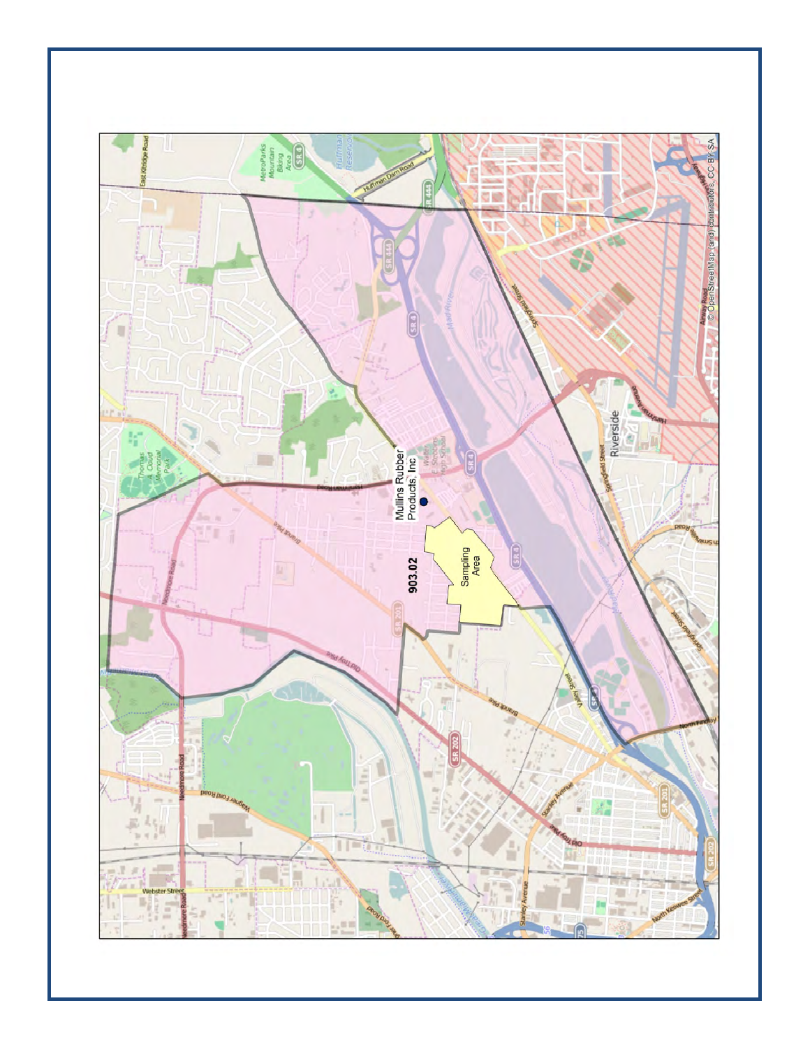Mullins Rubber Products, Inc

903.02

Sampling Area

© OpenStreetMap (and) contributors, CC-BY-SA